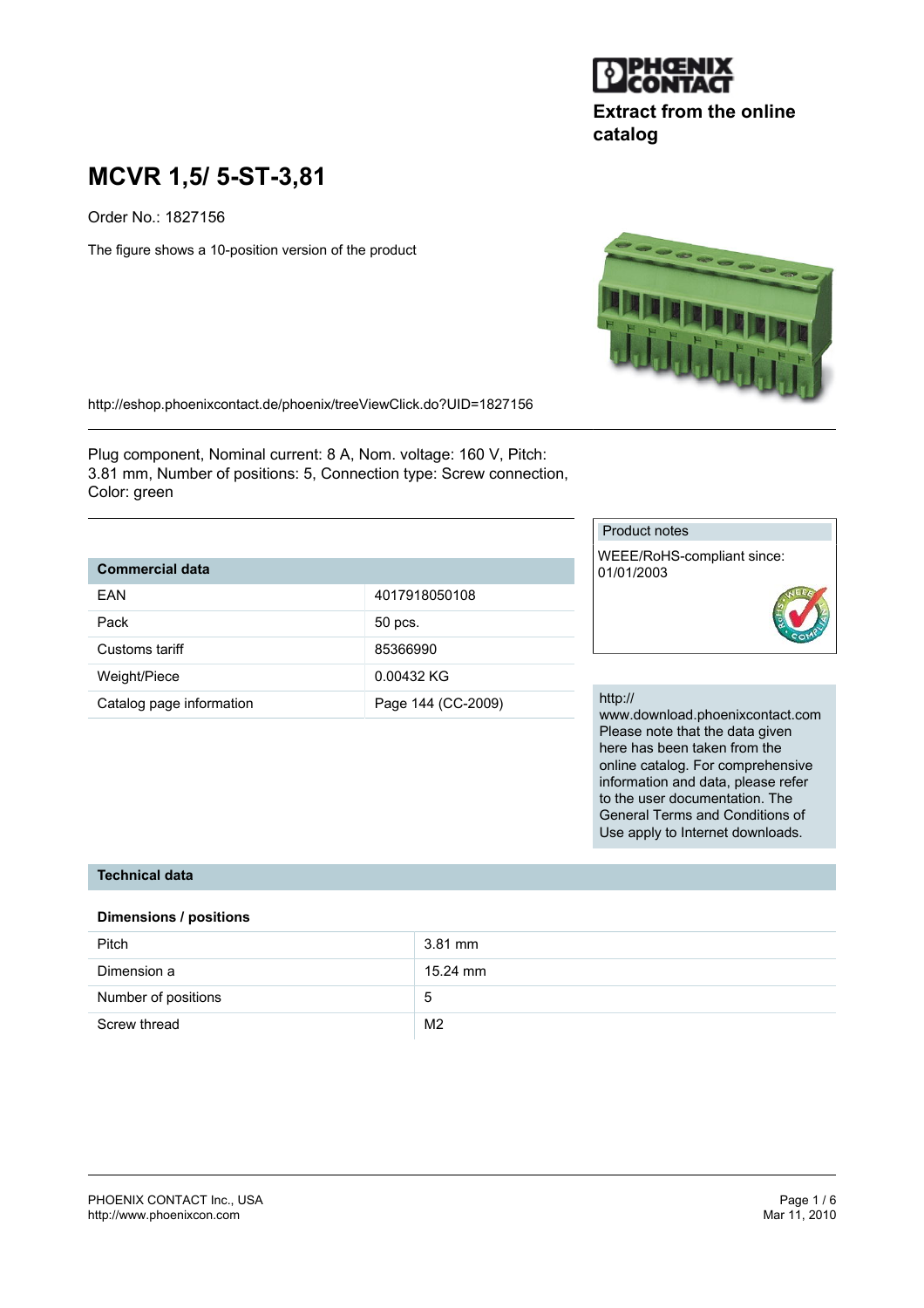Extract from the online catalog

# MCVR 1,5/ 5-ST-3,81

Order No.: 1827156

The figure shows a 10-position version of the product

http://eshop.phoenixcontact.de/phoenix/treeViewClick.do?UID=1827156

Plug component, Nominal current: 8 A, Nom. voltage: 160 V, Pitch: 3.81 mm, Number of positions: 5, Connection type: Screw connection, Color: green

| Commercial data | |
|---|---|
| EAN | 4017918050108 |
| Pack | 50 pcs. |
| Customs tariff | 85366990 |
| Weight/Piece | 0.00432 KG |
| Catalog page information | Page 144 (CC-2009) |

Product notes

WEEE/RoHS-compliant since: 01/01/2003

http://www.download.phoenixcontact.com Please note that the data given here has been taken from the online catalog. For comprehensive information and data, please refer to the user documentation. The General Terms and Conditions of Use apply to Internet downloads.

## Technical data

### Dimensions / positions

| | |
|---|---|
| Pitch | 3.81 mm |
| Dimension a | 15.24 mm |
| Number of positions | 5 |
| Screw thread | M2 |

PHOENIX CONTACT Inc., USA
http://www.phoenixcon.com

Mar 11, 2010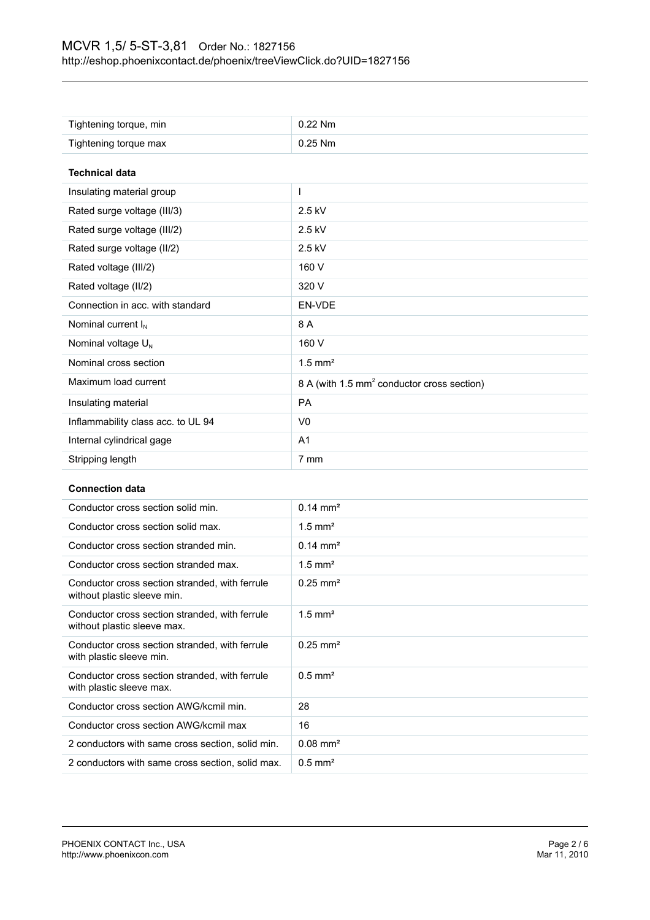| | |
|---|---|
| Tightening torque, min | 0.22 Nm |
| Tightening torque max | 0.25 Nm |

**Technical data**

| | |
|---|---|
| Insulating material group | I |
| Rated surge voltage (III/3) | 2.5 kV |
| Rated surge voltage (III/2) | 2.5 kV |
| Rated surge voltage (II/2) | 2.5 kV |
| Rated voltage (III/2) | 160 V |
| Rated voltage (II/2) | 320 V |
| Connection in acc. with standard | EN-VDE |
| Nominal current $I_N$ | 8 A |
| Nominal voltage $U_N$ | 160 V |
| Nominal cross section | 1.5 mm² |
| Maximum load current | 8 A (with 1.5 mm² conductor cross section) |
| Insulating material | PA |
| Inflammability class acc. to UL 94 | V0 |
| Internal cylindrical gage | A1 |
| Stripping length | 7 mm |

**Connection data**

| | |
|---|---|
| Conductor cross section solid min. | 0.14 mm² |
| Conductor cross section solid max. | 1.5 mm² |
| Conductor cross section stranded min. | 0.14 mm² |
| Conductor cross section stranded max. | 1.5 mm² |
| Conductor cross section stranded, with ferrule without plastic sleeve min. | 0.25 mm² |
| Conductor cross section stranded, with ferrule without plastic sleeve max. | 1.5 mm² |
| Conductor cross section stranded, with ferrule with plastic sleeve min. | 0.25 mm² |
| Conductor cross section stranded, with ferrule with plastic sleeve max. | 0.5 mm² |
| Conductor cross section AWG/kcmil min. | 28 |
| Conductor cross section AWG/kcmil max | 16 |
| 2 conductors with same cross section, solid min. | 0.08 mm² |
| 2 conductors with same cross section, solid max. | 0.5 mm² |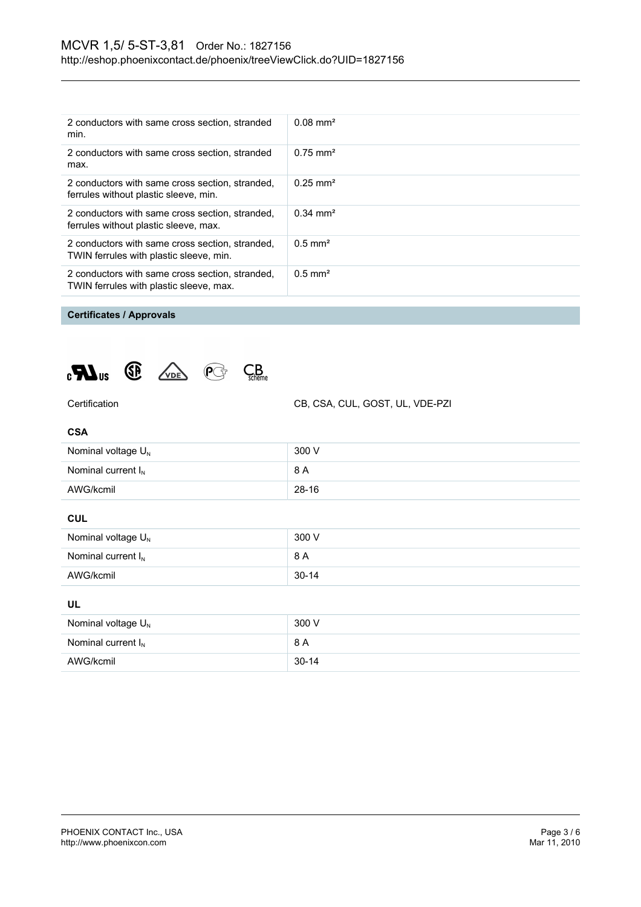| | |
|---|---|
| 2 conductors with same cross section, stranded min. | 0.08 mm² |
| 2 conductors with same cross section, stranded max. | 0.75 mm² |
| 2 conductors with same cross section, stranded, ferrules without plastic sleeve, min. | 0.25 mm² |
| 2 conductors with same cross section, stranded, ferrules without plastic sleeve, max. | 0.34 mm² |
| 2 conductors with same cross section, stranded, TWIN ferrules with plastic sleeve, min. | 0.5 mm² |
| 2 conductors with same cross section, stranded, TWIN ferrules with plastic sleeve, max. | 0.5 mm² |

## Certificates / Approvals

| | |
|---|---|
| Certification | CB, CSA, CUL, GOST, UL, VDE-PZI |

### CSA

| | |
|---|---|
| Nominal voltage $U_N$ | 300 V |
| Nominal current $I_N$ | 8 A |
| AWG/kcmil | 28-16 |

### CUL

| | |
|---|---|
| Nominal voltage $U_N$ | 300 V |
| Nominal current $I_N$ | 8 A |
| AWG/kcmil | 30-14 |

### UL

| | |
|---|---|
| Nominal voltage $U_N$ | 300 V |
| Nominal current $I_N$ | 8 A |
| AWG/kcmil | 30-14 |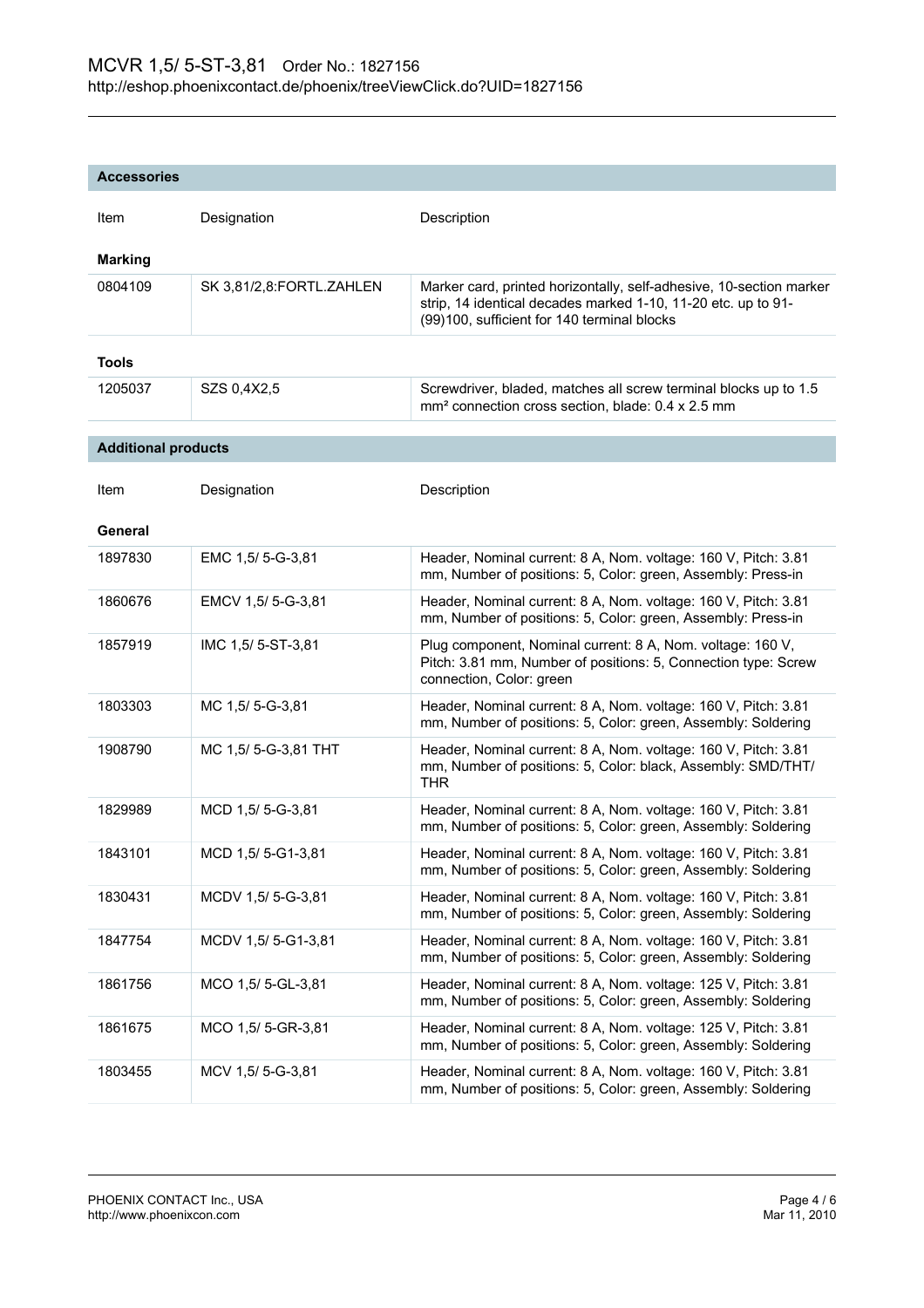## Accessories

| Item | Designation | Description |
|---|---|---|
| **Marking** | | |
| 0804109 | SK 3,81/2,8:FORTL.ZAHLEN | Marker card, printed horizontally, self-adhesive, 10-section marker strip, 14 identical decades marked 1-10, 11-20 etc. up to 91-(99)100, sufficient for 140 terminal blocks |
| **Tools** | | |
| 1205037 | SZS 0,4X2,5 | Screwdriver, bladed, matches all screw terminal blocks up to 1.5 mm² connection cross section, blade: 0.4 x 2.5 mm |

## Additional products

| Item | Designation | Description |
|---|---|---|
| **General** | | |
| 1897830 | EMC 1,5/ 5-G-3,81 | Header, Nominal current: 8 A, Nom. voltage: 160 V, Pitch: 3.81 mm, Number of positions: 5, Color: green, Assembly: Press-in |
| 1860676 | EMCV 1,5/ 5-G-3,81 | Header, Nominal current: 8 A, Nom. voltage: 160 V, Pitch: 3.81 mm, Number of positions: 5, Color: green, Assembly: Press-in |
| 1857919 | IMC 1,5/ 5-ST-3,81 | Plug component, Nominal current: 8 A, Nom. voltage: 160 V, Pitch: 3.81 mm, Number of positions: 5, Connection type: Screw connection, Color: green |
| 1803303 | MC 1,5/ 5-G-3,81 | Header, Nominal current: 8 A, Nom. voltage: 160 V, Pitch: 3.81 mm, Number of positions: 5, Color: green, Assembly: Soldering |
| 1908790 | MC 1,5/ 5-G-3,81 THT | Header, Nominal current: 8 A, Nom. voltage: 160 V, Pitch: 3.81 mm, Number of positions: 5, Color: black, Assembly: SMD/THT/THR |
| 1829989 | MCD 1,5/ 5-G-3,81 | Header, Nominal current: 8 A, Nom. voltage: 160 V, Pitch: 3.81 mm, Number of positions: 5, Color: green, Assembly: Soldering |
| 1843101 | MCD 1,5/ 5-G1-3,81 | Header, Nominal current: 8 A, Nom. voltage: 160 V, Pitch: 3.81 mm, Number of positions: 5, Color: green, Assembly: Soldering |
| 1830431 | MCDV 1,5/ 5-G-3,81 | Header, Nominal current: 8 A, Nom. voltage: 160 V, Pitch: 3.81 mm, Number of positions: 5, Color: green, Assembly: Soldering |
| 1847754 | MCDV 1,5/ 5-G1-3,81 | Header, Nominal current: 8 A, Nom. voltage: 160 V, Pitch: 3.81 mm, Number of positions: 5, Color: green, Assembly: Soldering |
| 1861756 | MCO 1,5/ 5-GL-3,81 | Header, Nominal current: 8 A, Nom. voltage: 125 V, Pitch: 3.81 mm, Number of positions: 5, Color: green, Assembly: Soldering |
| 1861675 | MCO 1,5/ 5-GR-3,81 | Header, Nominal current: 8 A, Nom. voltage: 125 V, Pitch: 3.81 mm, Number of positions: 5, Color: green, Assembly: Soldering |
| 1803455 | MCV 1,5/ 5-G-3,81 | Header, Nominal current: 8 A, Nom. voltage: 160 V, Pitch: 3.81 mm, Number of positions: 5, Color: green, Assembly: Soldering |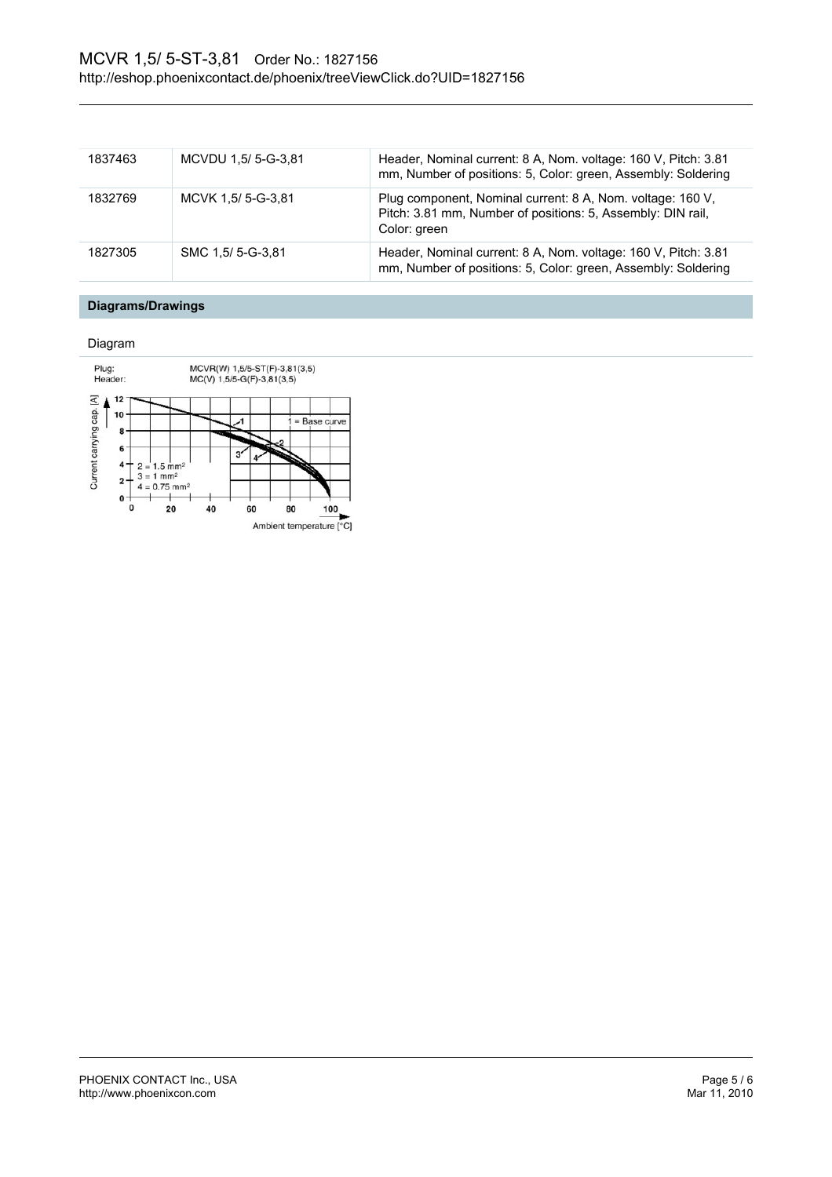| | | |
|---|---|---|
| 1837463 | MCVDU 1,5/ 5-G-3,81 | Header, Nominal current: 8 A, Nom. voltage: 160 V, Pitch: 3.81 mm, Number of positions: 5, Color: green, Assembly: Soldering |
| 1832769 | MCVK 1,5/ 5-G-3,81 | Plug component, Nominal current: 8 A, Nom. voltage: 160 V, Pitch: 3.81 mm, Number of positions: 5, Assembly: DIN rail, Color: green |
| 1827305 | SMC 1,5/ 5-G-3,81 | Header, Nominal current: 8 A, Nom. voltage: 160 V, Pitch: 3.81 mm, Number of positions: 5, Color: green, Assembly: Soldering |

## Diagrams/Drawings

Diagram

Plug: MCVR(W) 1,5/5-ST(F)-3,81(3,5)
Header: MC(V) 1,5/5-G(F)-3,81(3,5)

Current carrying cap. [A]

1 = Base curve
2 = 1.5 mm²
3 = 1 mm²
4 = 0.75 mm²

Ambient temperature [°C]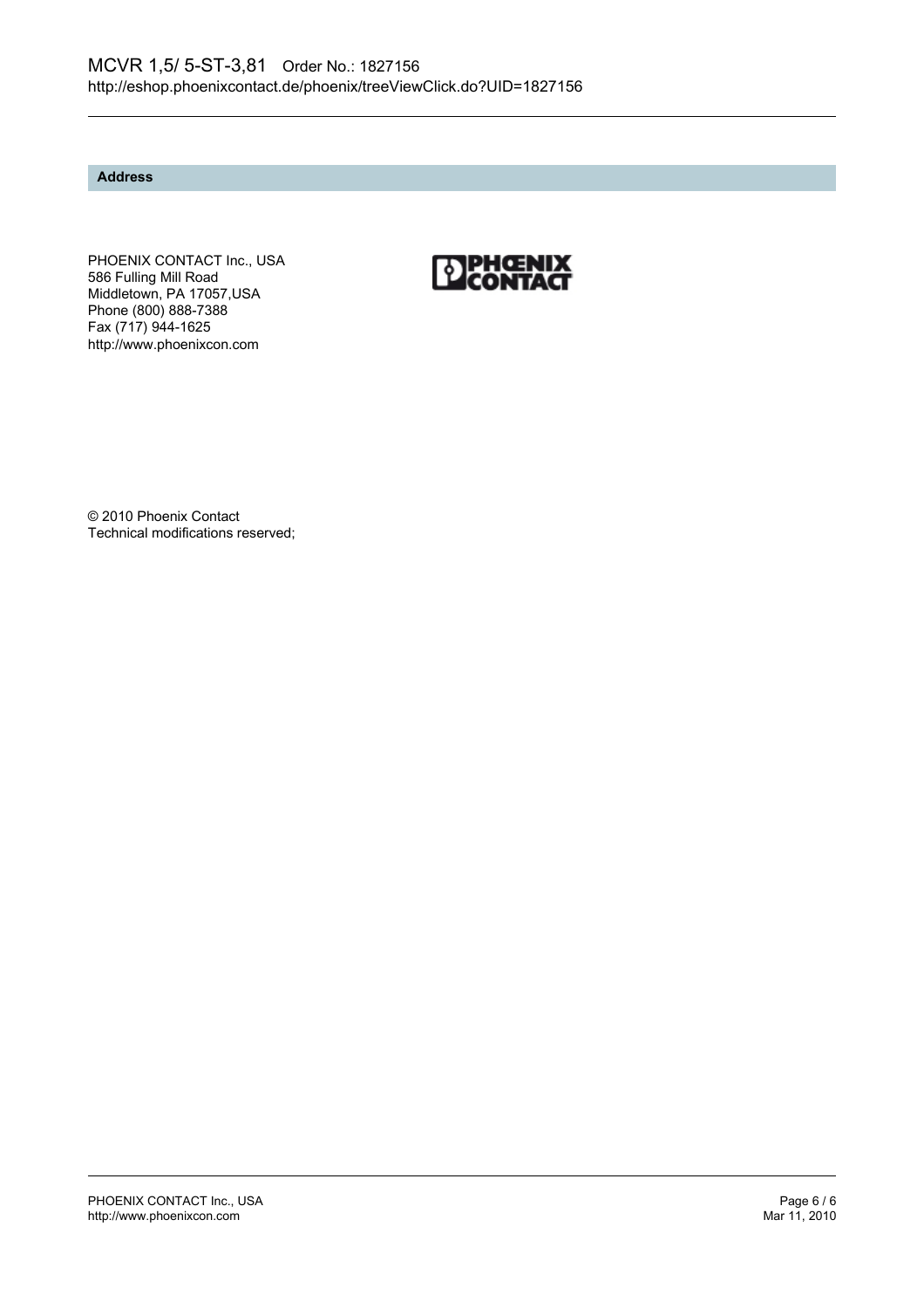## Address

PHOENIX CONTACT Inc., USA
586 Fulling Mill Road
Middletown, PA 17057,USA
Phone (800) 888-7388
Fax (717) 944-1625
http://www.phoenixcon.com

© 2010 Phoenix Contact
Technical modifications reserved;